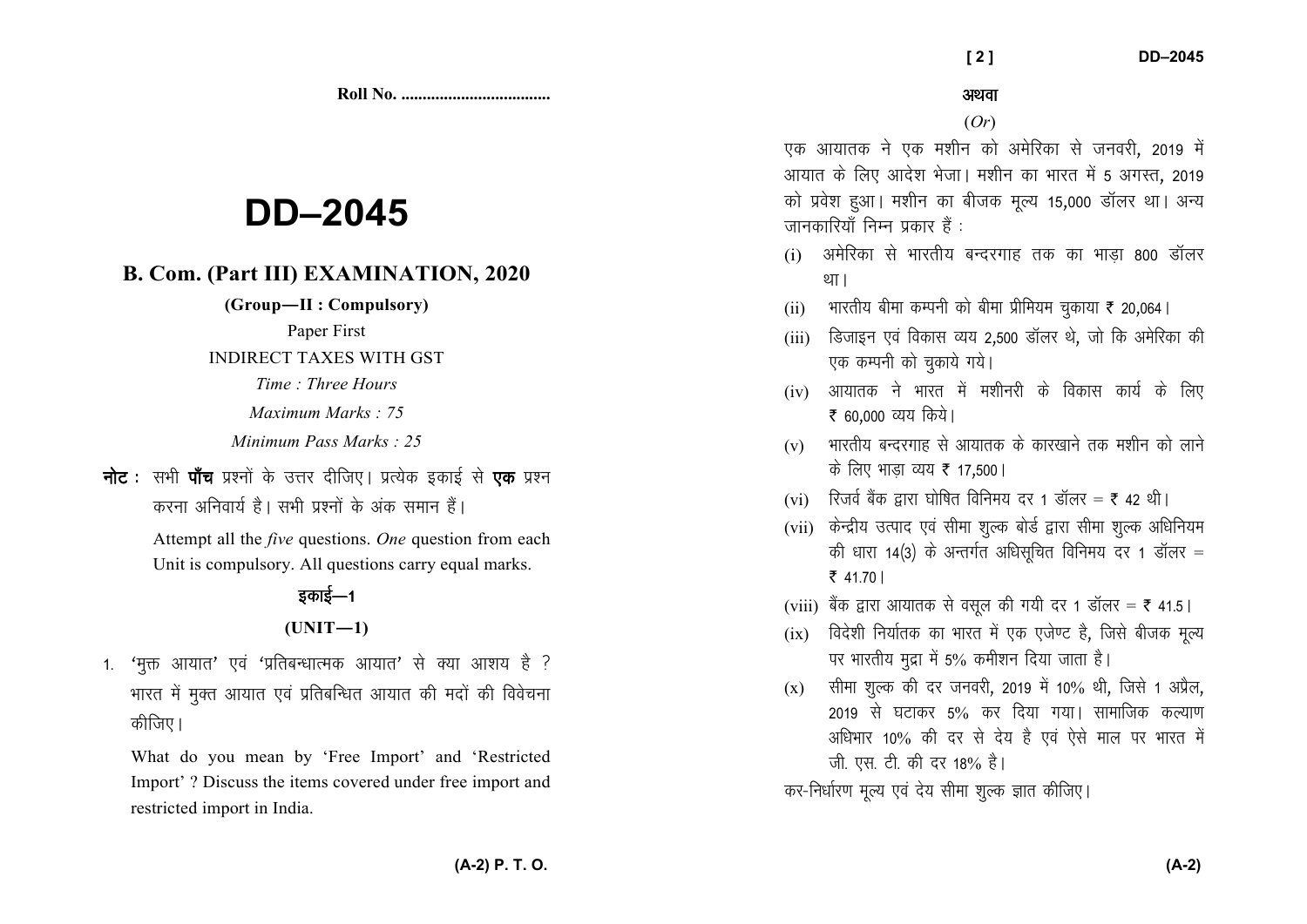Roll No. ...................................

# DD–2045

## B. Com. (Part III) EXAMINATION, 2020

**(Group—II : Compulsory)**

Paper First

INDIRECT TAXES WITH GST

*Time : Three Hours*

*Maximum Marks : 75*

*Minimum Pass Marks : 25*

**नोट :** सभी **पाँच** प्रश्नों के उत्तर दीजिए। प्रत्येक इकाई से **एक** प्रश्न करना अनिवार्य है। सभी प्रश्नों के अंक समान हैं।

Attempt all the *five* questions. *One* question from each Unit is compulsory. All questions carry equal marks.

### इकाई—1

### (UNIT—1)

1. 'मुक्त आयात' एवं 'प्रतिबन्धात्मक आयात' से क्या आशय है ? भारत में मुक्त आयात एवं प्रतिबन्धित आयात की मदों की विवेचना कीजिए।

   What do you mean by 'Free Import' and 'Restricted Import' ? Discuss the items covered under free import and restricted import in India.

अथवा

(*Or*)

एक आयातक ने एक मशीन को अमेरिका से जनवरी, 2019 में आयात के लिए आदेश भेजा। मशीन का भारत में 5 अगस्त, 2019 को प्रवेश हुआ। मशीन का बीजक मूल्य 15,000 डॉलर था। अन्य जानकारियाँ निम्न प्रकार हैं :

(i) अमेरिका से भारतीय बन्दरगाह तक का भाड़ा 800 डॉलर था।

(ii) भारतीय बीमा कम्पनी को बीमा प्रीमियम चुकाया ₹ 20,064।

(iii) डिजाइन एवं विकास व्यय 2,500 डॉलर थे, जो कि अमेरिका की एक कम्पनी को चुकाये गये।

(iv) आयातक ने भारत में मशीनरी के विकास कार्य के लिए ₹ 60,000 व्यय किये।

(v) भारतीय बन्दरगाह से आयातक के कारखाने तक मशीन को लाने के लिए भाड़ा व्यय ₹ 17,500।

(vi) रिजर्व बैंक द्वारा घोषित विनिमय दर 1 डॉलर = ₹ 42 थी।

(vii) केन्द्रीय उत्पाद एवं सीमा शुल्क बोर्ड द्वारा सीमा शुल्क अधिनियम की धारा 14(3) के अन्तर्गत अधिसूचित विनिमय दर 1 डॉलर = ₹ 41.70।

(viii) बैंक द्वारा आयातक से वसूल की गयी दर 1 डॉलर = ₹ 41.5।

(ix) विदेशी निर्यातक का भारत में एक एजेण्ट है, जिसे बीजक मूल्य पर भारतीय मुद्रा में 5% कमीशन दिया जाता है।

(x) सीमा शुल्क की दर जनवरी, 2019 में 10% थी, जिसे 1 अप्रैल, 2019 से घटाकर 5% कर दिया गया। सामाजिक कल्याण अधिभार 10% की दर से देय है एवं ऐसे माल पर भारत में जी. एस. टी. की दर 18% है।

कर-निर्धारण मूल्य एवं देय सीमा शुल्क ज्ञात कीजिए।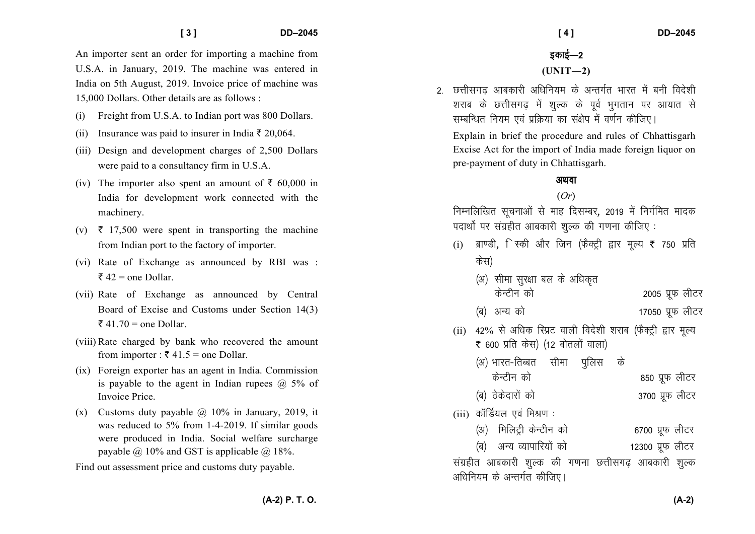An importer sent an order for importing a machine from U.S.A. in January, 2019. The machine was entered in India on 5th August, 2019. Invoice price of machine was 15,000 Dollars. Other details are as follows :

(i) Freight from U.S.A. to Indian port was 800 Dollars.

(ii) Insurance was paid to insurer in India ₹ 20,064.

(iii) Design and development charges of 2,500 Dollars were paid to a consultancy firm in U.S.A.

(iv) The importer also spent an amount of ₹ 60,000 in India for development work connected with the machinery.

(v) ₹ 17,500 were spent in transporting the machine from Indian port to the factory of importer.

(vi) Rate of Exchange as announced by RBI was : ₹ 42 = one Dollar.

(vii) Rate of Exchange as announced by Central Board of Excise and Customs under Section 14(3) ₹ 41.70 = one Dollar.

(viii) Rate charged by bank who recovered the amount from importer : ₹ 41.5 = one Dollar.

(ix) Foreign exporter has an agent in India. Commission is payable to the agent in Indian rupees @ 5% of Invoice Price.

(x) Customs duty payable @ 10% in January, 2019, it was reduced to 5% from 1-4-2019. If similar goods were produced in India. Social welfare surcharge payable @ 10% and GST is applicable @ 18%.

Find out assessment price and customs duty payable.

## इकाई—2

## (UNIT—2)

2. छत्तीसगढ़ आबकारी अधिनियम के अन्तर्गत भारत में बनी विदेशी शराब के छत्तीसगढ़ में शुल्क के पूर्व भुगतान पर आयात से सम्बन्धित नियम एवं प्रक्रिया का संक्षेप में वर्णन कीजिए।

Explain in brief the procedure and rules of Chhattisgarh Excise Act for the import of India made foreign liquor on pre-payment of duty in Chhattisgarh.

**अथवा**

(*Or*)

निम्नलिखित सूचनाओं से माह दिसम्बर, 2019 में निर्गमित मादक पदार्थों पर संग्रहीत आबकारी शुल्क की गणना कीजिए :

(i) ब्राण्डी, ह्विस्की और जिन (फैक्ट्री द्वार मूल्य ₹ 750 प्रति केस)

| | |
|---|---|
| (अ) सीमा सुरक्षा बल के अधिकृत केन्टीन को | 2005 प्रूफ लीटर |
| (ब) अन्य को | 17050 प्रूफ लीटर |

(ii) 42% से अधिक स्प्रिट वाली विदेशी शराब (फैक्ट्री द्वार मूल्य ₹ 600 प्रति केस) (12 बोतलों वाला)

| | |
|---|---|
| (अ) भारत-तिब्बत सीमा पुलिस के केन्टीन को | 850 प्रूफ लीटर |
| (ब) ठेकेदारों को | 3700 प्रूफ लीटर |

(iii) कॉर्डियल एवं मिश्रण :

| | |
|---|---|
| (अ) मिलिट्री केन्टीन को | 6700 प्रूफ लीटर |
| (ब) अन्य व्यापारियों को | 12300 प्रूफ लीटर |

संग्रहीत आबकारी शुल्क की गणना छत्तीसगढ़ आबकारी शुल्क अधिनियम के अन्तर्गत कीजिए।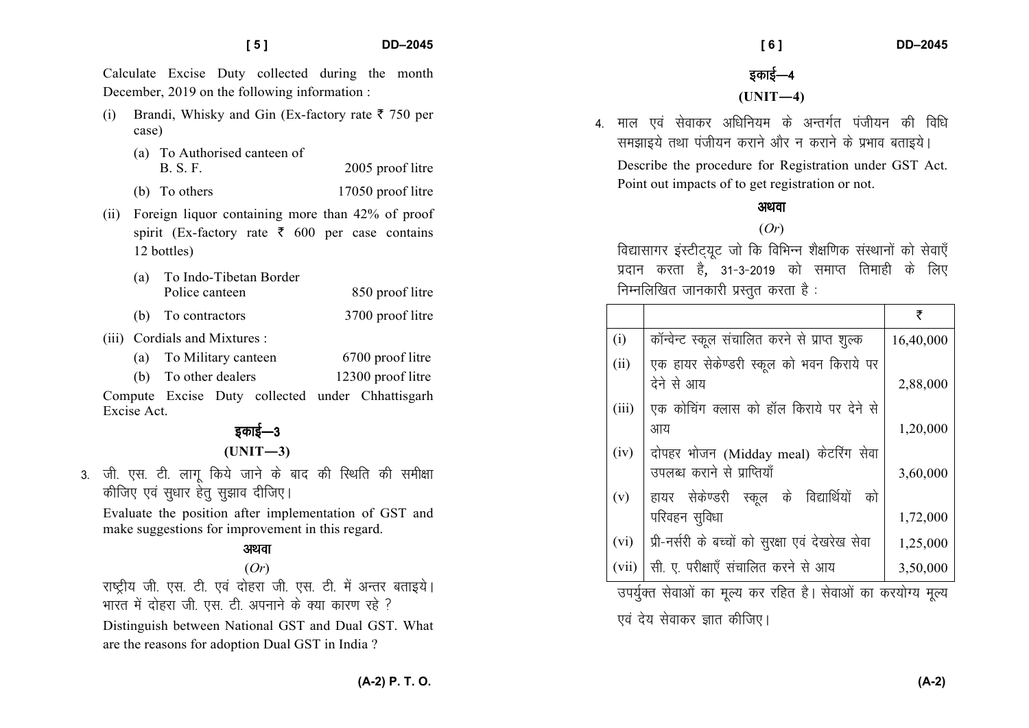Calculate Excise Duty collected during the month December, 2019 on the following information :

(i) Brandi, Whisky and Gin (Ex-factory rate ₹ 750 per case)

  (a) To Authorised canteen of B. S. F. — 2005 proof litre

  (b) To others — 17050 proof litre

(ii) Foreign liquor containing more than 42% of proof spirit (Ex-factory rate ₹ 600 per case contains 12 bottles)

  (a) To Indo-Tibetan Border Police canteen — 850 proof litre

  (b) To contractors — 3700 proof litre

(iii) Cordials and Mixtures :

  (a) To Military canteen — 6700 proof litre

  (b) To other dealers — 12300 proof litre

Compute Excise Duty collected under Chhattisgarh Excise Act.

## इकाई—3

## (UNIT—3)

3. जी. एस. टी. लागू किये जाने के बाद की स्थिति की समीक्षा कीजिए एवं सुधार हेतु सुझाव दीजिए।

Evaluate the position after implementation of GST and make suggestions for improvement in this regard.

**अथवा**

(*Or*)

राष्ट्रीय जी. एस. टी. एवं दोहरा जी. एस. टी. में अन्तर बताइये। भारत में दोहरा जी. एस. टी. अपनाने के क्या कारण रहे ?

Distinguish between National GST and Dual GST. What are the reasons for adoption Dual GST in India ?

## इकाई—4

## (UNIT—4)

4. माल एवं सेवाकर अधिनियम के अन्तर्गत पंजीयन की विधि समझाइये तथा पंजीयन कराने और न कराने के प्रभाव बताइये।

Describe the procedure for Registration under GST Act. Point out impacts of to get registration or not.

**अथवा**

(*Or*)

विद्यासागर इंस्टीट्यूट जो कि विभिन्न शैक्षणिक संस्थानों को सेवाएँ प्रदान करता है, 31-3-2019 को समाप्त तिमाही के लिए निम्नलिखित जानकारी प्रस्तुत करता है :

| | | ₹ |
|---|---|---|
| (i) | कॉन्वेन्ट स्कूल संचालित करने से प्राप्त शुल्क | 16,40,000 |
| (ii) | एक हायर सेकेण्डरी स्कूल को भवन किराये पर देने से आय | 2,88,000 |
| (iii) | एक कोचिंग क्लास को हॉल किराये पर देने से आय | 1,20,000 |
| (iv) | दोपहर भोजन (Midday meal) केटरिंग सेवा उपलब्ध कराने से प्राप्तियाँ | 3,60,000 |
| (v) | हायर सेकेण्डरी स्कूल के विद्यार्थियों को परिवहन सुविधा | 1,72,000 |
| (vi) | प्री-नर्सरी के बच्चों को सुरक्षा एवं देखरेख सेवा | 1,25,000 |
| (vii) | सी. ए. परीक्षाएँ संचालित करने से आय | 3,50,000 |

उपर्युक्त सेवाओं का मूल्य कर रहित है। सेवाओं का करयोग्य मूल्य एवं देय सेवाकर ज्ञात कीजिए।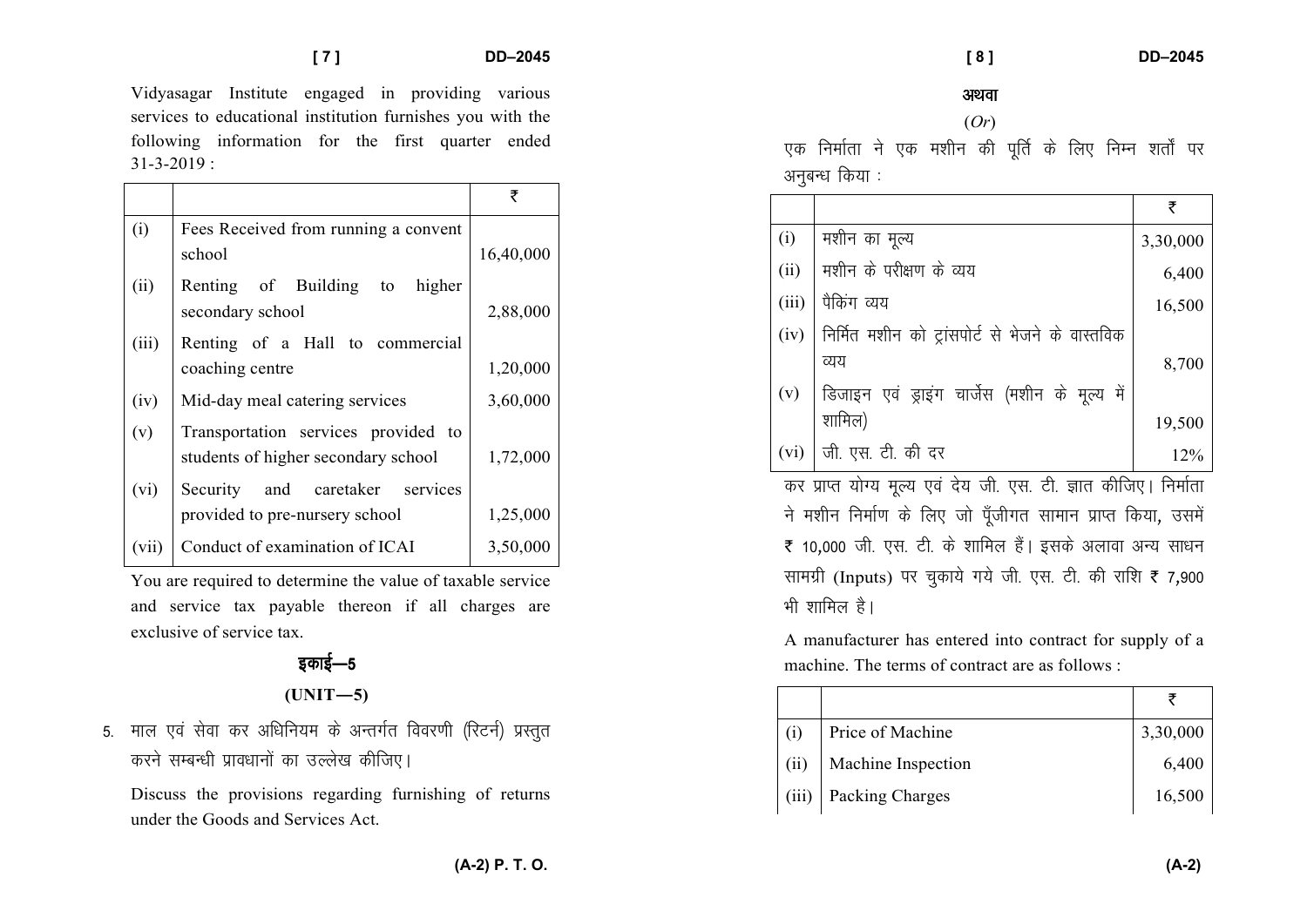Vidyasagar Institute engaged in providing various services to educational institution furnishes you with the following information for the first quarter ended 31-3-2019 :

| | | ₹ |
|---|---|---|
| (i) | Fees Received from running a convent school | 16,40,000 |
| (ii) | Renting of Building to higher secondary school | 2,88,000 |
| (iii) | Renting of a Hall to commercial coaching centre | 1,20,000 |
| (iv) | Mid-day meal catering services | 3,60,000 |
| (v) | Transportation services provided to students of higher secondary school | 1,72,000 |
| (vi) | Security and caretaker services provided to pre-nursery school | 1,25,000 |
| (vii) | Conduct of examination of ICAI | 3,50,000 |

You are required to determine the value of taxable service and service tax payable thereon if all charges are exclusive of service tax.

## इकाई—5

## (UNIT—5)

5. माल एवं सेवा कर अधिनियम के अन्तर्गत विवरणी (रिटर्न) प्रस्तुत करने सम्बन्धी प्रावधानों का उल्लेख कीजिए।

   Discuss the provisions regarding furnishing of returns under the Goods and Services Act.

अथवा

(*Or*)

एक निर्माता ने एक मशीन की पूर्ति के लिए निम्न शर्तों पर अनुबन्ध किया :

| | | ₹ |
|---|---|---|
| (i) | मशीन का मूल्य | 3,30,000 |
| (ii) | मशीन के परीक्षण के व्यय | 6,400 |
| (iii) | पैकिंग व्यय | 16,500 |
| (iv) | निर्मित मशीन को ट्रांसपोर्ट से भेजने के वास्तविक व्यय | 8,700 |
| (v) | डिजाइन एवं ड्राइंग चार्जेस (मशीन के मूल्य में शामिल) | 19,500 |
| (vi) | जी. एस. टी. की दर | 12% |

कर प्राप्त योग्य मूल्य एवं देय जी. एस. टी. ज्ञात कीजिए। निर्माता ने मशीन निर्माण के लिए जो पूँजीगत सामान प्राप्त किया, उसमें ₹ 10,000 जी. एस. टी. के शामिल हैं। इसके अलावा अन्य साधन सामग्री (Inputs) पर चुकाये गये जी. एस. टी. की राशि ₹ 7,900 भी शामिल है।

A manufacturer has entered into contract for supply of a machine. The terms of contract are as follows :

| | | ₹ |
|---|---|---|
| (i) | Price of Machine | 3,30,000 |
| (ii) | Machine Inspection | 6,400 |
| (iii) | Packing Charges | 16,500 |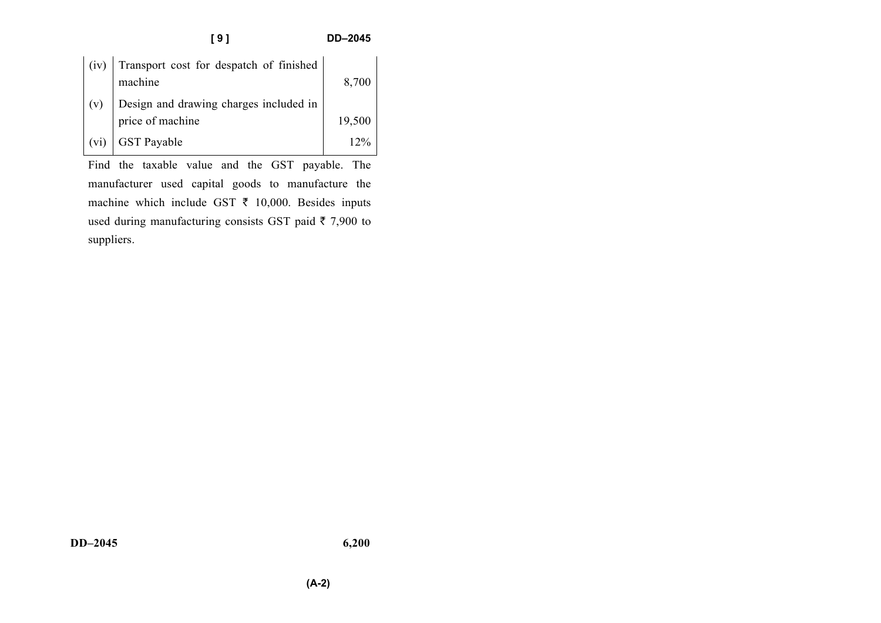| | | |
|---|---|---|
| (iv) | Transport cost for despatch of finished machine | 8,700 |
| (v) | Design and drawing charges included in price of machine | 19,500 |
| (vi) | GST Payable | 12% |

Find the taxable value and the GST payable. The manufacturer used capital goods to manufacture the machine which include GST ₹ 10,000. Besides inputs used during manufacturing consists GST paid ₹ 7,900 to suppliers.

DD–2045 6,200

(A-2)